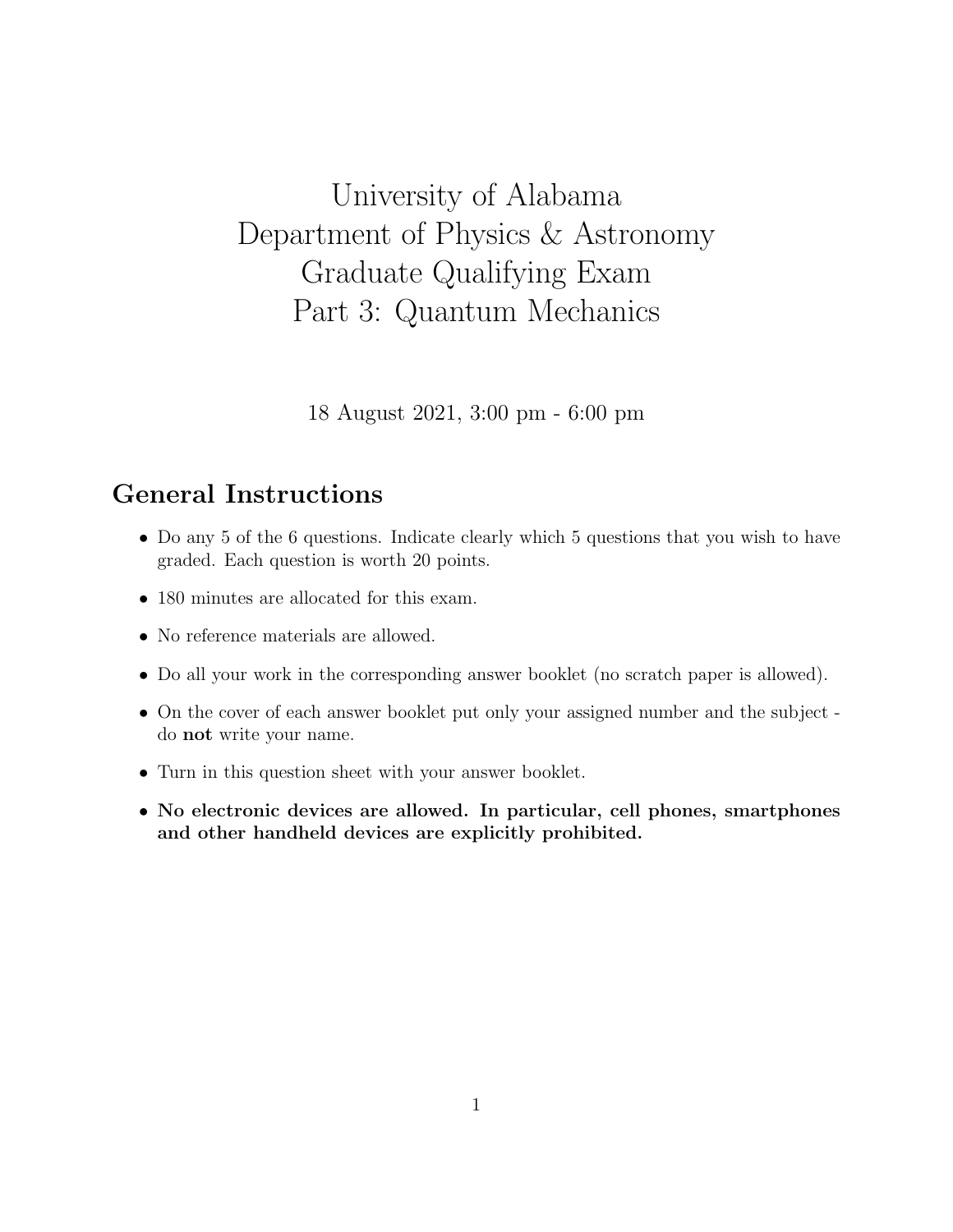# University of Alabama
# Department of Physics & Astronomy
# Graduate Qualifying Exam
# Part 3: Quantum Mechanics

18 August 2021, 3:00 pm - 6:00 pm

## General Instructions

- Do any 5 of the 6 questions. Indicate clearly which 5 questions that you wish to have graded. Each question is worth 20 points.
- 180 minutes are allocated for this exam.
- No reference materials are allowed.
- Do all your work in the corresponding answer booklet (no scratch paper is allowed).
- On the cover of each answer booklet put only your assigned number and the subject - do **not** write your name.
- Turn in this question sheet with your answer booklet.
- **No electronic devices are allowed. In particular, cell phones, smartphones and other handheld devices are explicitly prohibited.**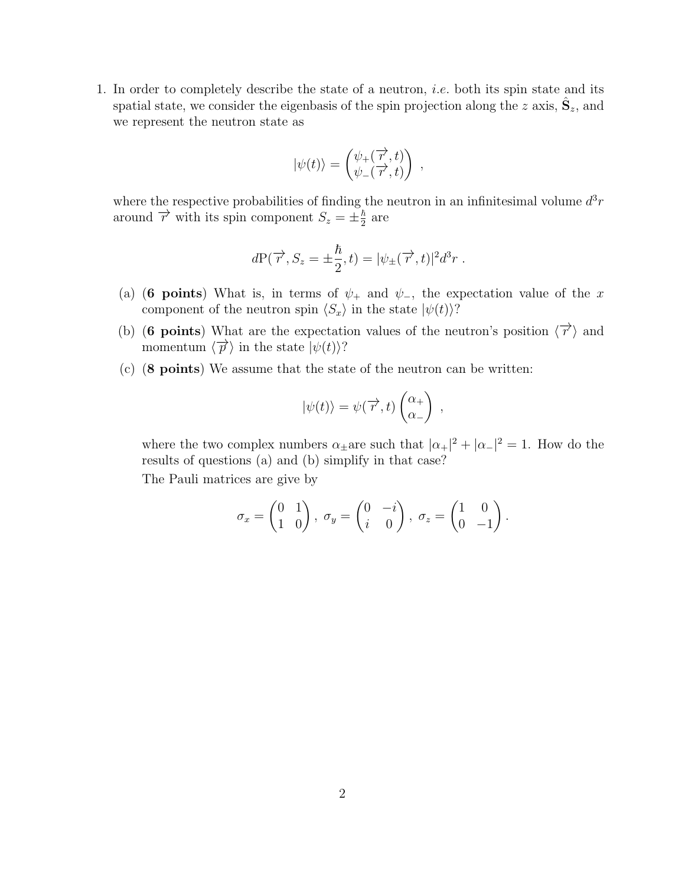1. In order to completely describe the state of a neutron, *i.e.* both its spin state and its spatial state, we consider the eigenbasis of the spin projection along the $z$ axis, $\hat{\mathbf{S}}_z$, and we represent the neutron state as

$$|\psi(t)\rangle = \begin{pmatrix} \psi_+(\overrightarrow{r}, t) \\ \psi_-(\overrightarrow{r}, t) \end{pmatrix} \ ,$$

where the respective probabilities of finding the neutron in an infinitesimal volume $d^3r$ around $\overrightarrow{r}$ with its spin component $S_z = \pm\frac{\hbar}{2}$ are

$$d\mathrm{P}(\overrightarrow{r}, S_z = \pm\frac{\hbar}{2}, t) = |\psi_\pm(\overrightarrow{r}, t)|^2 d^3r \ .$$

   (a) (**6 points**) What is, in terms of $\psi_+$ and $\psi_-$, the expectation value of the $x$ component of the neutron spin $\langle S_x \rangle$ in the state $|\psi(t)\rangle$?

   (b) (**6 points**) What are the expectation values of the neutron's position $\langle \overrightarrow{r} \rangle$ and momentum $\langle \overrightarrow{p} \rangle$ in the state $|\psi(t)\rangle$?

   (c) (**8 points**) We assume that the state of the neutron can be written:

$$|\psi(t)\rangle = \psi(\overrightarrow{r}, t) \begin{pmatrix} \alpha_+ \\ \alpha_- \end{pmatrix} \ ,$$

   where the two complex numbers $\alpha_\pm$are such that $|\alpha_+|^2 + |\alpha_-|^2 = 1$. How do the results of questions (a) and (b) simplify in that case?

   The Pauli matrices are give by

$$\sigma_x = \begin{pmatrix} 0 & 1 \\ 1 & 0 \end{pmatrix}, \ \sigma_y = \begin{pmatrix} 0 & -i \\ i & 0 \end{pmatrix}, \ \sigma_z = \begin{pmatrix} 1 & 0 \\ 0 & -1 \end{pmatrix}.$$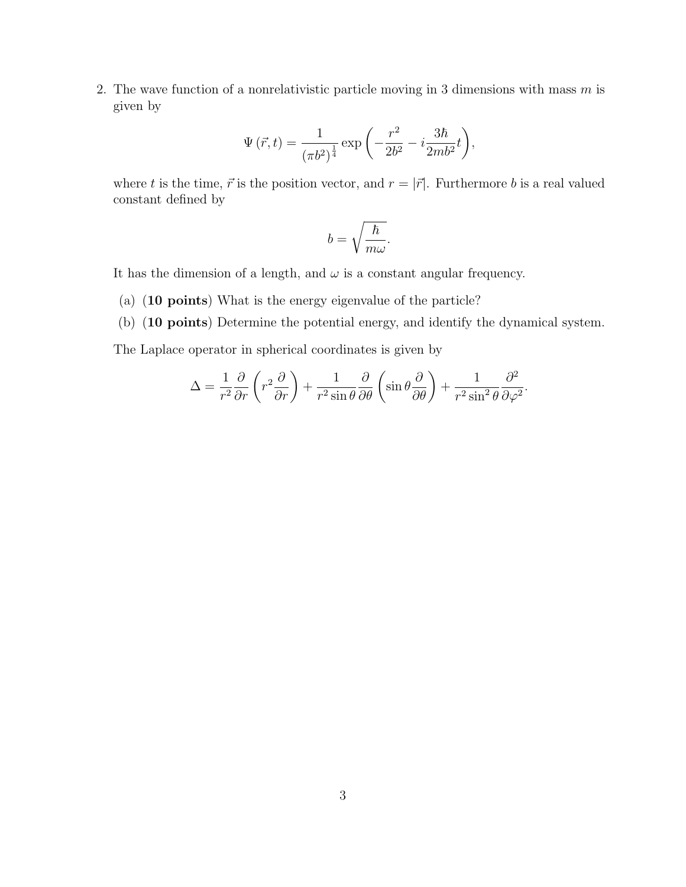2. The wave function of a nonrelativistic particle moving in 3 dimensions with mass $m$ is given by

$$\Psi\left(\vec{r}, t\right) = \frac{1}{\left(\pi b^2\right)^{\frac{1}{4}}} \exp\left(-\frac{r^2}{2b^2} - i\frac{3\hbar}{2mb^2}t\right),$$

where $t$ is the time, $\vec{r}$ is the position vector, and $r = |\vec{r}|$. Furthermore $b$ is a real valued constant defined by

$$b = \sqrt{\frac{\hbar}{m\omega}}.$$

It has the dimension of a length, and $\omega$ is a constant angular frequency.

(a) (**10 points**) What is the energy eigenvalue of the particle?

(b) (**10 points**) Determine the potential energy, and identify the dynamical system.

The Laplace operator in spherical coordinates is given by

$$\Delta = \frac{1}{r^2}\frac{\partial}{\partial r}\left(r^2\frac{\partial}{\partial r}\right) + \frac{1}{r^2 \sin\theta}\frac{\partial}{\partial \theta}\left(\sin\theta\frac{\partial}{\partial \theta}\right) + \frac{1}{r^2 \sin^2\theta}\frac{\partial^2}{\partial \varphi^2}.$$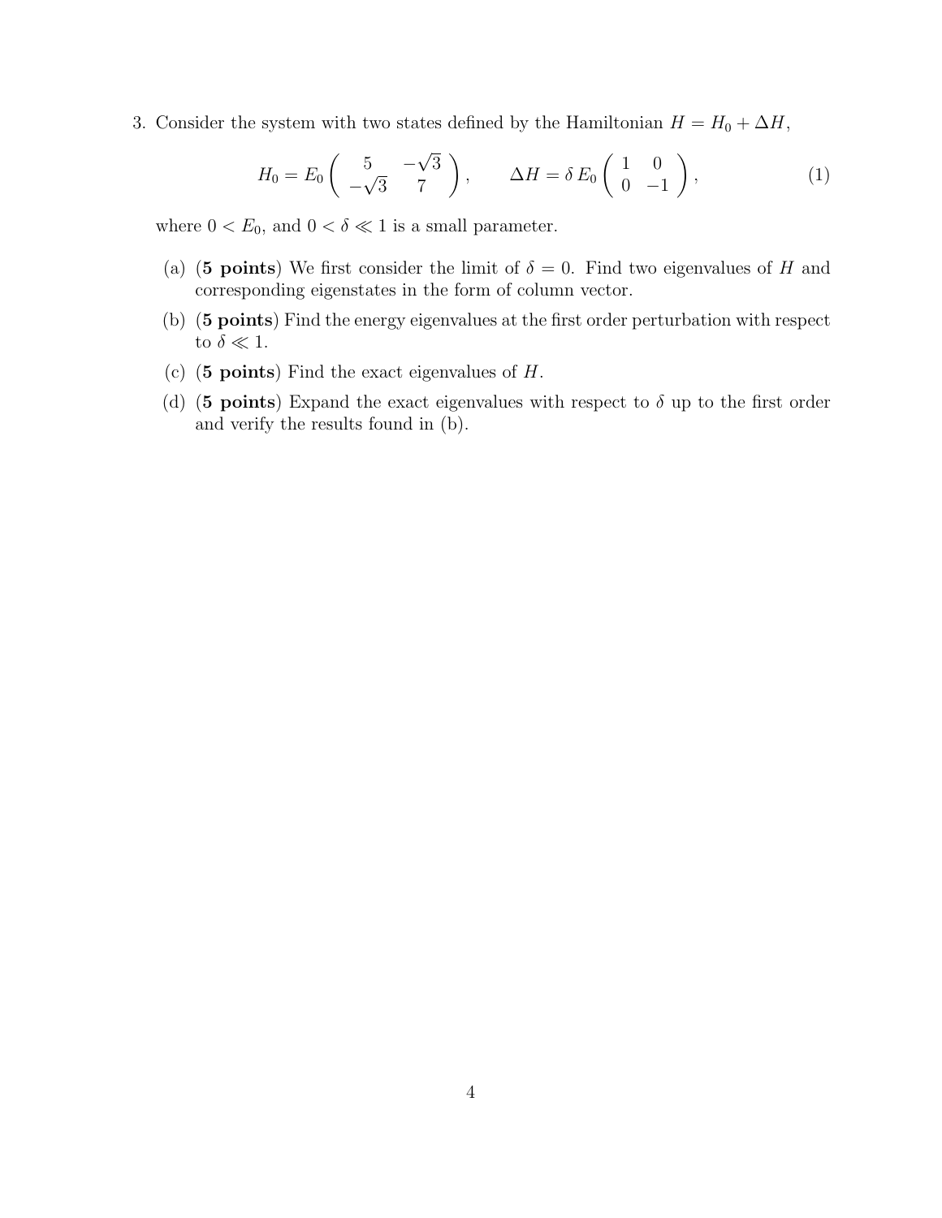3. Consider the system with two states defined by the Hamiltonian $H = H_0 + \Delta H$,

$$H_0 = E_0 \begin{pmatrix} 5 & -\sqrt{3} \\ -\sqrt{3} & 7 \end{pmatrix}, \qquad \Delta H = \delta \, E_0 \begin{pmatrix} 1 & 0 \\ 0 & -1 \end{pmatrix}, \tag{1}$$

where $0 < E_0$, and $0 < \delta \ll 1$ is a small parameter.

(a) (**5 points**) We first consider the limit of $\delta = 0$. Find two eigenvalues of $H$ and corresponding eigenstates in the form of column vector.

(b) (**5 points**) Find the energy eigenvalues at the first order perturbation with respect to $\delta \ll 1$.

(c) (**5 points**) Find the exact eigenvalues of $H$.

(d) (**5 points**) Expand the exact eigenvalues with respect to $\delta$ up to the first order and verify the results found in (b).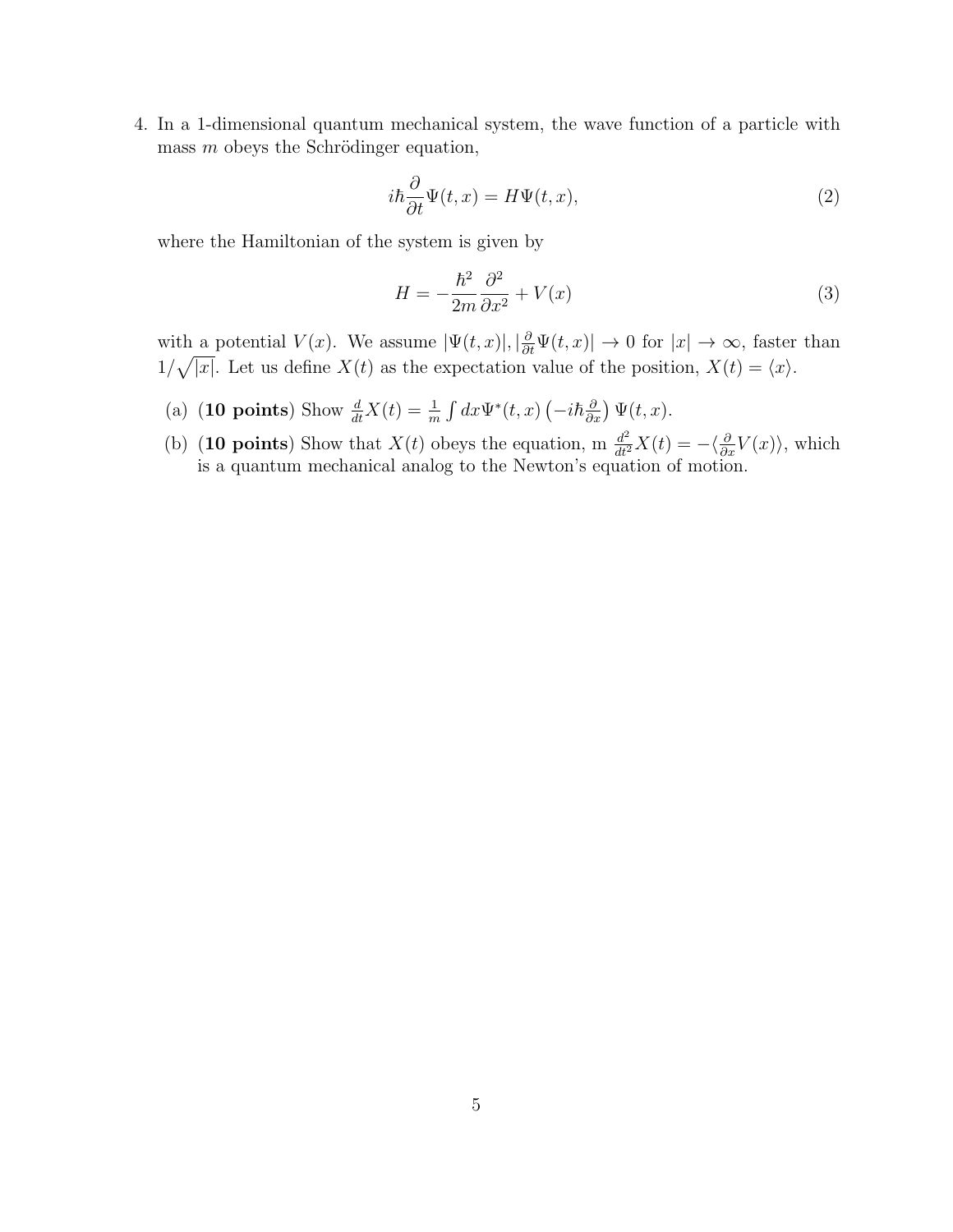4. In a 1-dimensional quantum mechanical system, the wave function of a particle with mass $m$ obeys the Schrödinger equation,

$$i\hbar \frac{\partial}{\partial t} \Psi(t, x) = H \Psi(t, x), \tag{2}$$

where the Hamiltonian of the system is given by

$$H = -\frac{\hbar^2}{2m} \frac{\partial^2}{\partial x^2} + V(x) \tag{3}$$

with a potential $V(x)$. We assume $|\Psi(t, x)|, |\frac{\partial}{\partial t}\Psi(t, x)| \to 0$ for $|x| \to \infty$, faster than $1/\sqrt{|x|}$. Let us define $X(t)$ as the expectation value of the position, $X(t) = \langle x \rangle$.

   (a) (**10 points**) Show $\frac{d}{dt} X(t) = \frac{1}{m} \int dx \Psi^*(t, x) \left(-i\hbar \frac{\partial}{\partial x}\right) \Psi(t, x)$.

   (b) (**10 points**) Show that $X(t)$ obeys the equation, m $\frac{d^2}{dt^2} X(t) = -\langle \frac{\partial}{\partial x} V(x) \rangle$, which is a quantum mechanical analog to the Newton's equation of motion.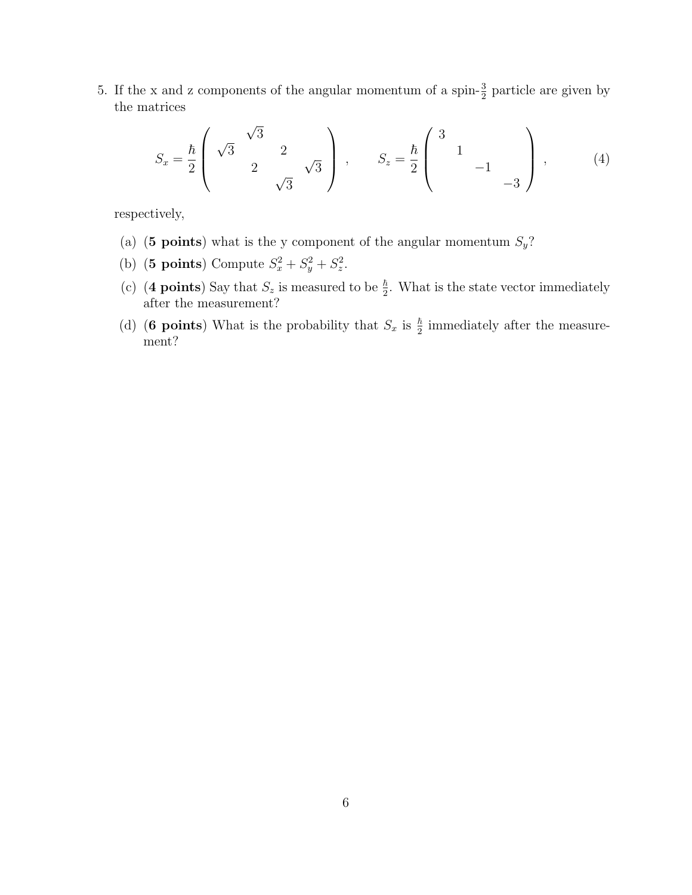5. If the x and z components of the angular momentum of a spin-$\frac{3}{2}$ particle are given by the matrices

$$S_x = \frac{\hbar}{2} \begin{pmatrix} & \sqrt{3} & & \\ \sqrt{3} & & 2 & \\ & 2 & & \sqrt{3} \\ & & \sqrt{3} & \end{pmatrix} , \qquad S_z = \frac{\hbar}{2} \begin{pmatrix} 3 & & & \\ & 1 & & \\ & & -1 & \\ & & & -3 \end{pmatrix} , \tag{4}$$

respectively,

(a) (**5 points**) what is the y component of the angular momentum $S_y$?

(b) (**5 points**) Compute $S_x^2 + S_y^2 + S_z^2$.

(c) (**4 points**) Say that $S_z$ is measured to be $\frac{\hbar}{2}$. What is the state vector immediately after the measurement?

(d) (**6 points**) What is the probability that $S_x$ is $\frac{\hbar}{2}$ immediately after the measurement?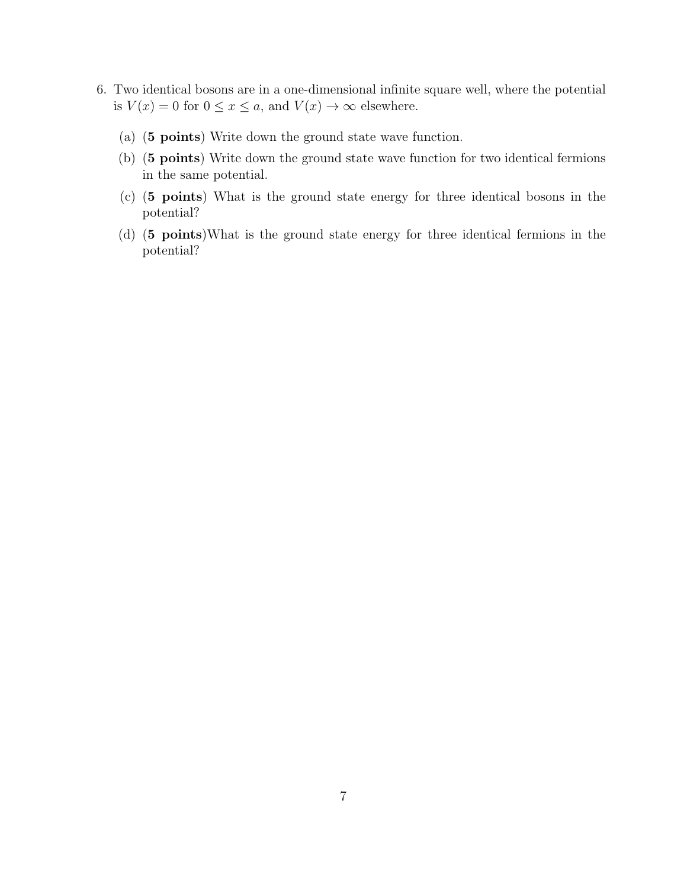6. Two identical bosons are in a one-dimensional infinite square well, where the potential is $V(x) = 0$ for $0 \leq x \leq a$, and $V(x) \to \infty$ elsewhere.

   (a) (**5 points**) Write down the ground state wave function.

   (b) (**5 points**) Write down the ground state wave function for two identical fermions in the same potential.

   (c) (**5 points**) What is the ground state energy for three identical bosons in the potential?

   (d) (**5 points**)What is the ground state energy for three identical fermions in the potential?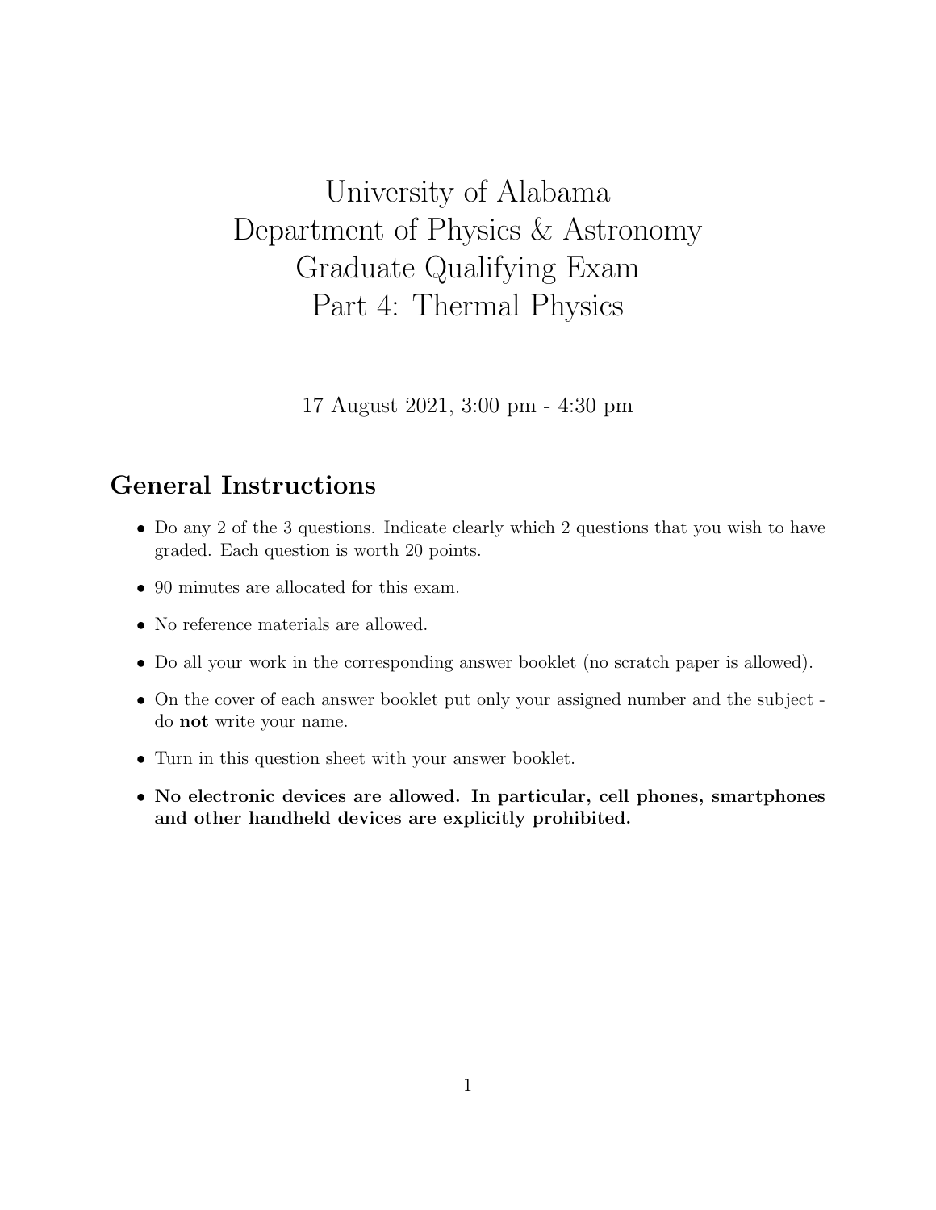# University of Alabama
# Department of Physics & Astronomy
# Graduate Qualifying Exam
# Part 4: Thermal Physics

17 August 2021, 3:00 pm - 4:30 pm

## General Instructions

- Do any 2 of the 3 questions. Indicate clearly which 2 questions that you wish to have graded. Each question is worth 20 points.
- 90 minutes are allocated for this exam.
- No reference materials are allowed.
- Do all your work in the corresponding answer booklet (no scratch paper is allowed).
- On the cover of each answer booklet put only your assigned number and the subject - do **not** write your name.
- Turn in this question sheet with your answer booklet.
- **No electronic devices are allowed. In particular, cell phones, smartphones and other handheld devices are explicitly prohibited.**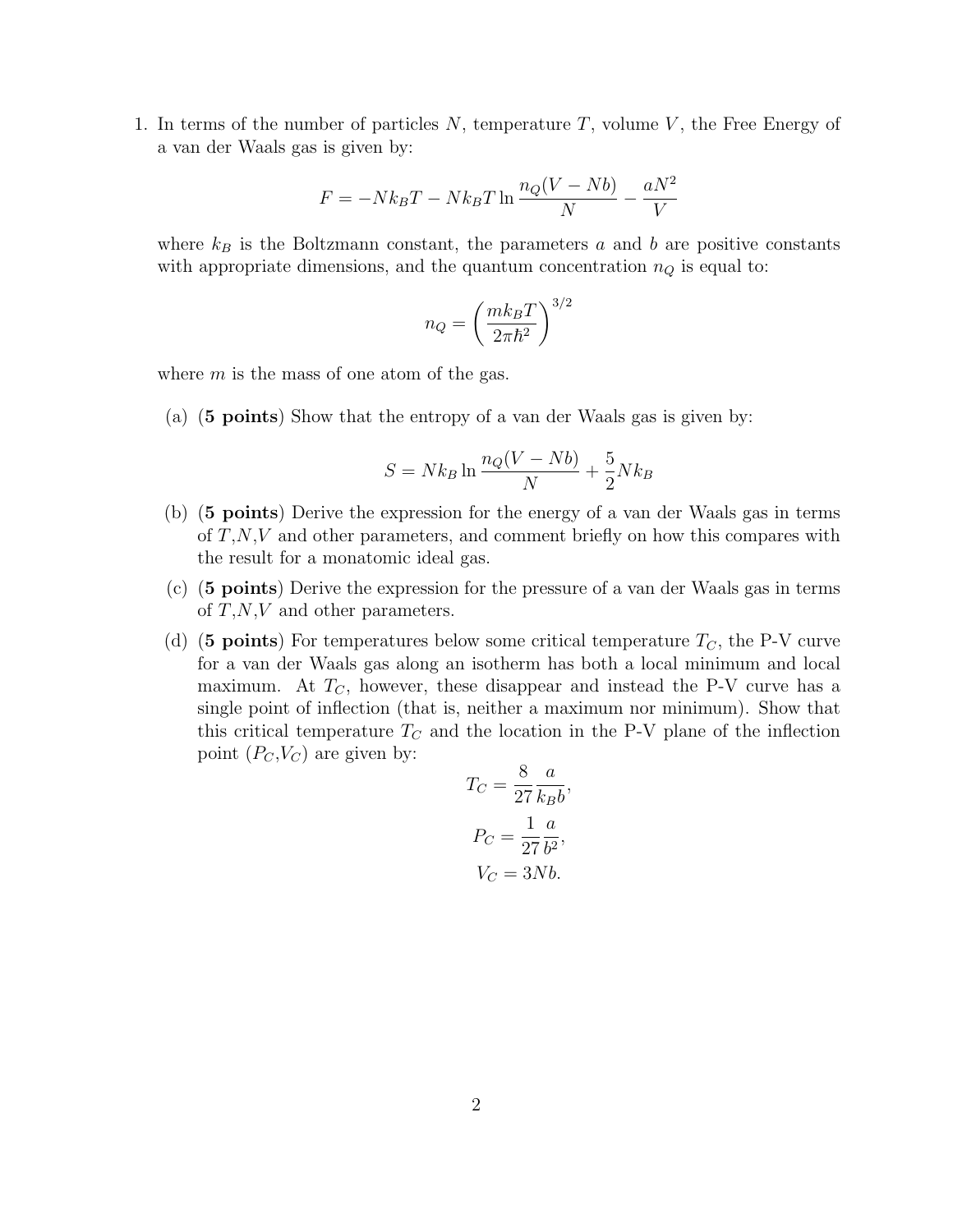1. In terms of the number of particles $N$, temperature $T$, volume $V$, the Free Energy of a van der Waals gas is given by:

$$F = -Nk_BT - Nk_BT \ln \frac{n_Q(V - Nb)}{N} - \frac{aN^2}{V}$$

where $k_B$ is the Boltzmann constant, the parameters $a$ and $b$ are positive constants with appropriate dimensions, and the quantum concentration $n_Q$ is equal to:

$$n_Q = \left( \frac{mk_BT}{2\pi\hbar^2} \right)^{3/2}$$

where $m$ is the mass of one atom of the gas.

   (a) (**5 points**) Show that the entropy of a van der Waals gas is given by:

$$S = Nk_B \ln \frac{n_Q(V - Nb)}{N} + \frac{5}{2}Nk_B$$

   (b) (**5 points**) Derive the expression for the energy of a van der Waals gas in terms of $T$,$N$,$V$ and other parameters, and comment briefly on how this compares with the result for a monatomic ideal gas.

   (c) (**5 points**) Derive the expression for the pressure of a van der Waals gas in terms of $T$,$N$,$V$ and other parameters.

   (d) (**5 points**) For temperatures below some critical temperature $T_C$, the P-V curve for a van der Waals gas along an isotherm has both a local minimum and local maximum. At $T_C$, however, these disappear and instead the P-V curve has a single point of inflection (that is, neither a maximum nor minimum). Show that this critical temperature $T_C$ and the location in the P-V plane of the inflection point ($P_C$,$V_C$) are given by:

$$T_C = \frac{8}{27} \frac{a}{k_Bb},$$

$$P_C = \frac{1}{27} \frac{a}{b^2},$$

$$V_C = 3Nb.$$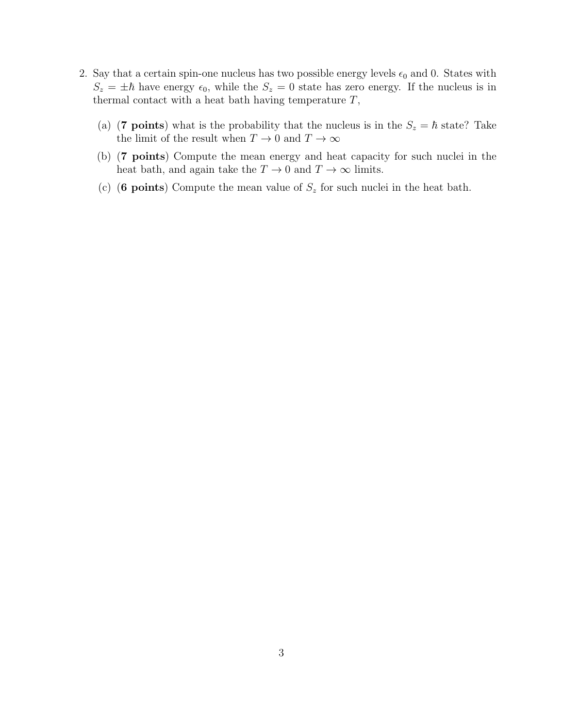2. Say that a certain spin-one nucleus has two possible energy levels $\epsilon_0$ and 0. States with $S_z = \pm\hbar$ have energy $\epsilon_0$, while the $S_z = 0$ state has zero energy. If the nucleus is in thermal contact with a heat bath having temperature $T$,

   (a) (**7 points**) what is the probability that the nucleus is in the $S_z = \hbar$ state? Take the limit of the result when $T \to 0$ and $T \to \infty$

   (b) (**7 points**) Compute the mean energy and heat capacity for such nuclei in the heat bath, and again take the $T \to 0$ and $T \to \infty$ limits.

   (c) (**6 points**) Compute the mean value of $S_z$ for such nuclei in the heat bath.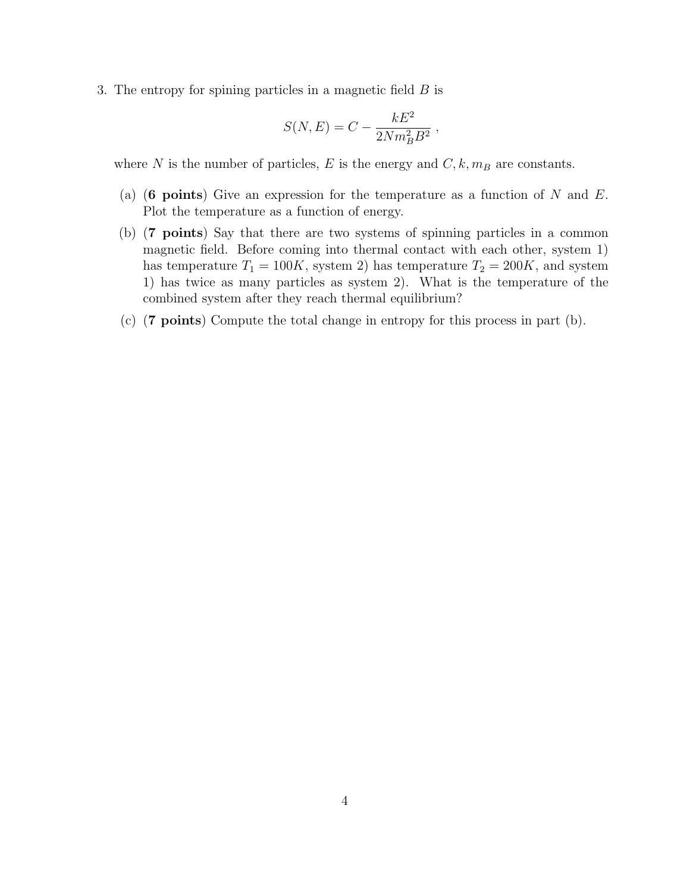3. The entropy for spining particles in a magnetic field $B$ is

$$S(N, E) = C - \frac{kE^2}{2Nm_B^2B^2} \ ,$$

where $N$ is the number of particles, $E$ is the energy and $C, k, m_B$ are constants.

(a) (**6 points**) Give an expression for the temperature as a function of $N$ and $E$. Plot the temperature as a function of energy.

(b) (**7 points**) Say that there are two systems of spinning particles in a common magnetic field. Before coming into thermal contact with each other, system 1) has temperature $T_1 = 100K$, system 2) has temperature $T_2 = 200K$, and system 1) has twice as many particles as system 2). What is the temperature of the combined system after they reach thermal equilibrium?

(c) (**7 points**) Compute the total change in entropy for this process in part (b).